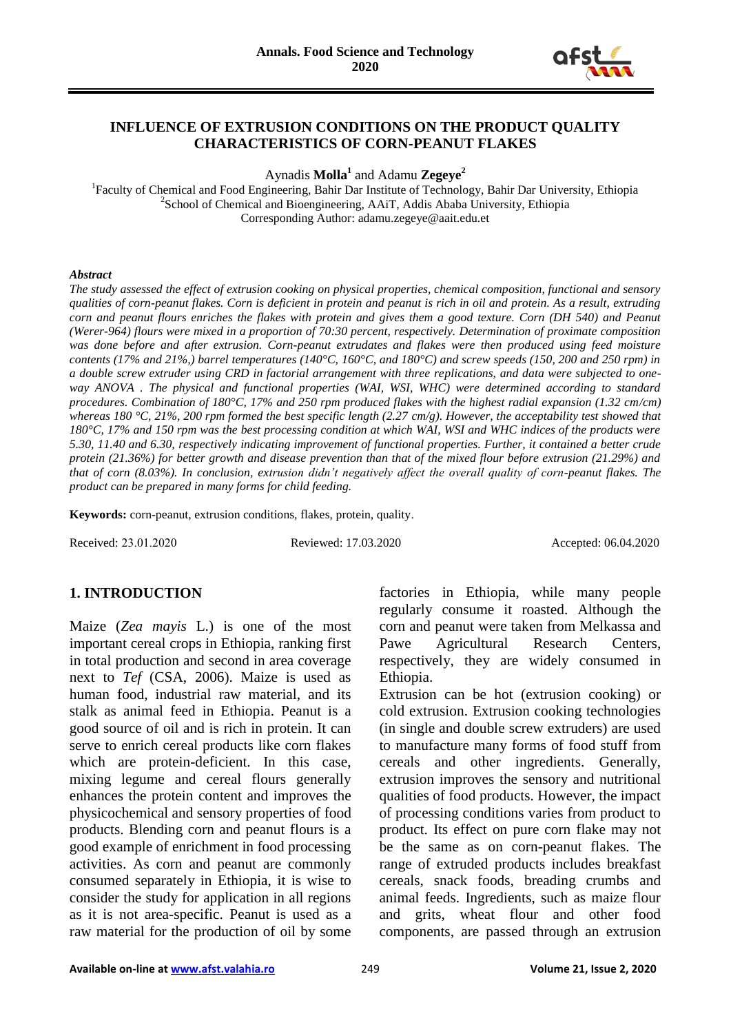# INFLUENCE OF EXTRUSION CONDITIONS ON THE PRODUCT QUALITY CHARACTERISTICS OF CORN-PEANUT FLAKES

Aynadis **Molla**[1] and Adamu **Zegeye**[2]

[1]Faculty of Chemical and Food Engineering, Bahir Dar Institute of Technology, Bahir Dar University, Ethiopia
[2]School of Chemical and Bioengineering, AAiT, Addis Ababa University, Ethiopia
Corresponding Author: adamu.zegeye@aait.edu.et

### *Abstract*

*The study assessed the effect of extrusion cooking on physical properties, chemical composition, functional and sensory qualities of corn-peanut flakes. Corn is deficient in protein and peanut is rich in oil and protein. As a result, extruding corn and peanut flours enriches the flakes with protein and gives them a good texture. Corn (DH 540) and Peanut (Werer-964) flours were mixed in a proportion of 70:30 percent, respectively. Determination of proximate composition was done before and after extrusion. Corn-peanut extrudates and flakes were then produced using feed moisture contents (17% and 21%,) barrel temperatures (140°C, 160°C, and 180°C) and screw speeds (150, 200 and 250 rpm) in a double screw extruder using CRD in factorial arrangement with three replications, and data were subjected to one-way ANOVA . The physical and functional properties (WAI, WSI, WHC) were determined according to standard procedures. Combination of 180°C, 17% and 250 rpm produced flakes with the highest radial expansion (1.32 cm/cm) whereas 180 °C, 21%, 200 rpm formed the best specific length (2.27 cm/g). However, the acceptability test showed that 180°C, 17% and 150 rpm was the best processing condition at which WAI, WSI and WHC indices of the products were 5.30, 11.40 and 6.30, respectively indicating improvement of functional properties. Further, it contained a better crude protein (21.36%) for better growth and disease prevention than that of the mixed flour before extrusion (21.29%) and that of corn (8.03%). In conclusion, extrusion didn't negatively affect the overall quality of corn-peanut flakes. The product can be prepared in many forms for child feeding.*

**Keywords:** corn-peanut, extrusion conditions, flakes, protein, quality.

Received: 23.01.2020 Reviewed: 17.03.2020 Accepted: 06.04.2020

## 1. INTRODUCTION

Maize (*Zea mayis* L.) is one of the most important cereal crops in Ethiopia, ranking first in total production and second in area coverage next to *Tef* (CSA, 2006). Maize is used as human food, industrial raw material, and its stalk as animal feed in Ethiopia. Peanut is a good source of oil and is rich in protein. It can serve to enrich cereal products like corn flakes which are protein-deficient. In this case, mixing legume and cereal flours generally enhances the protein content and improves the physicochemical and sensory properties of food products. Blending corn and peanut flours is a good example of enrichment in food processing activities. As corn and peanut are commonly consumed separately in Ethiopia, it is wise to consider the study for application in all regions as it is not area-specific. Peanut is used as a raw material for the production of oil by some factories in Ethiopia, while many people regularly consume it roasted. Although the corn and peanut were taken from Melkassa and Pawe Agricultural Research Centers, respectively, they are widely consumed in Ethiopia.

Extrusion can be hot (extrusion cooking) or cold extrusion. Extrusion cooking technologies (in single and double screw extruders) are used to manufacture many forms of food stuff from cereals and other ingredients. Generally, extrusion improves the sensory and nutritional qualities of food products. However, the impact of processing conditions varies from product to product. Its effect on pure corn flake may not be the same as on corn-peanut flakes. The range of extruded products includes breakfast cereals, snack foods, breading crumbs and animal feeds. Ingredients, such as maize flour and grits, wheat flour and other food components, are passed through an extrusion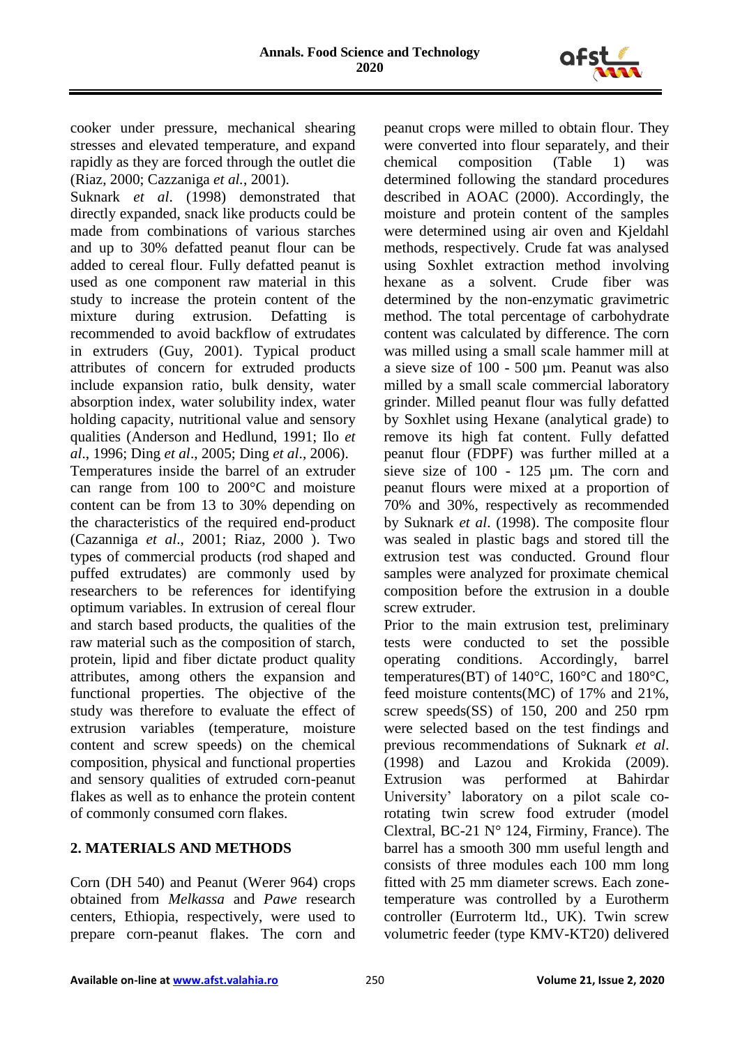cooker under pressure, mechanical shearing stresses and elevated temperature, and expand rapidly as they are forced through the outlet die (Riaz, 2000; Cazzaniga *et al.*, 2001).

Suknark *et al*. (1998) demonstrated that directly expanded, snack like products could be made from combinations of various starches and up to 30% defatted peanut flour can be added to cereal flour. Fully defatted peanut is used as one component raw material in this study to increase the protein content of the mixture during extrusion. Defatting is recommended to avoid backflow of extrudates in extruders (Guy, 2001). Typical product attributes of concern for extruded products include expansion ratio, bulk density, water absorption index, water solubility index, water holding capacity, nutritional value and sensory qualities (Anderson and Hedlund, 1991; Ilo *et al*., 1996; Ding *et al*., 2005; Ding *et al*., 2006).

Temperatures inside the barrel of an extruder can range from 100 to 200°C and moisture content can be from 13 to 30% depending on the characteristics of the required end-product (Cazanniga *et al*., 2001; Riaz, 2000 ). Two types of commercial products (rod shaped and puffed extrudates) are commonly used by researchers to be references for identifying optimum variables. In extrusion of cereal flour and starch based products, the qualities of the raw material such as the composition of starch, protein, lipid and fiber dictate product quality attributes, among others the expansion and functional properties. The objective of the study was therefore to evaluate the effect of extrusion variables (temperature, moisture content and screw speeds) on the chemical composition, physical and functional properties and sensory qualities of extruded corn-peanut flakes as well as to enhance the protein content of commonly consumed corn flakes.

## 2. MATERIALS AND METHODS

Corn (DH 540) and Peanut (Werer 964) crops obtained from *Melkassa* and *Pawe* research centers, Ethiopia, respectively, were used to prepare corn-peanut flakes. The corn and peanut crops were milled to obtain flour. They were converted into flour separately, and their chemical composition (Table 1) was determined following the standard procedures described in AOAC (2000). Accordingly, the moisture and protein content of the samples were determined using air oven and Kjeldahl methods, respectively. Crude fat was analysed using Soxhlet extraction method involving hexane as a solvent. Crude fiber was determined by the non-enzymatic gravimetric method. The total percentage of carbohydrate content was calculated by difference. The corn was milled using a small scale hammer mill at a sieve size of 100 - 500 µm. Peanut was also milled by a small scale commercial laboratory grinder. Milled peanut flour was fully defatted by Soxhlet using Hexane (analytical grade) to remove its high fat content. Fully defatted peanut flour (FDPF) was further milled at a sieve size of 100 - 125 µm. The corn and peanut flours were mixed at a proportion of 70% and 30%, respectively as recommended by Suknark *et al*. (1998). The composite flour was sealed in plastic bags and stored till the extrusion test was conducted. Ground flour samples were analyzed for proximate chemical composition before the extrusion in a double screw extruder.

Prior to the main extrusion test, preliminary tests were conducted to set the possible operating conditions. Accordingly, barrel temperatures(BT) of 140°C, 160°C and 180°C, feed moisture contents(MC) of 17% and 21%, screw speeds(SS) of 150, 200 and 250 rpm were selected based on the test findings and previous recommendations of Suknark *et al*. (1998) and Lazou and Krokida (2009). Extrusion was performed at Bahirdar University' laboratory on a pilot scale co-rotating twin screw food extruder (model Clextral, BC-21 N° 124, Firminy, France). The barrel has a smooth 300 mm useful length and consists of three modules each 100 mm long fitted with 25 mm diameter screws. Each zone-temperature was controlled by a Eurotherm controller (Eurroterm ltd., UK). Twin screw volumetric feeder (type KMV-KT20) delivered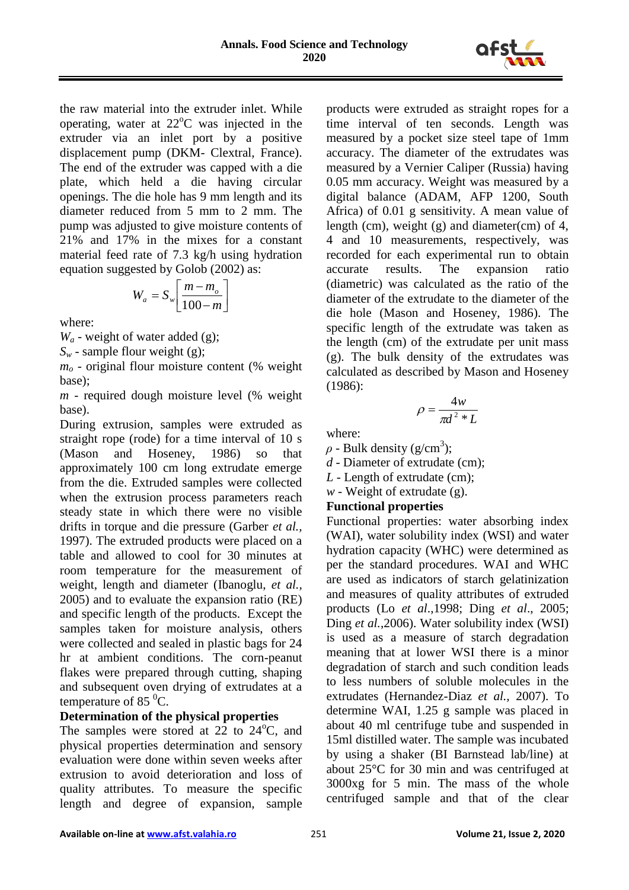the raw material into the extruder inlet. While operating, water at 22°C was injected in the extruder via an inlet port by a positive displacement pump (DKM- Clextral, France). The end of the extruder was capped with a die plate, which held a die having circular openings. The die hole has 9 mm length and its diameter reduced from 5 mm to 2 mm. The pump was adjusted to give moisture contents of 21% and 17% in the mixes for a constant material feed rate of 7.3 kg/h using hydration equation suggested by Golob (2002) as:

$$W_a = S_w\left[\frac{m - m_o}{100 - m}\right]$$

where:

$W_a$ - weight of water added (g);

$S_w$ - sample flour weight (g);

$m_o$ - original flour moisture content (% weight base);

$m$ - required dough moisture level (% weight base).

During extrusion, samples were extruded as straight rope (rode) for a time interval of 10 s (Mason and Hoseney, 1986) so that approximately 100 cm long extrudate emerge from the die. Extruded samples were collected when the extrusion process parameters reach steady state in which there were no visible drifts in torque and die pressure (Garber *et al.*, 1997). The extruded products were placed on a table and allowed to cool for 30 minutes at room temperature for the measurement of weight, length and diameter (Ibanoglu, *et al.*, 2005) and to evaluate the expansion ratio (RE) and specific length of the products. Except the samples taken for moisture analysis, others were collected and sealed in plastic bags for 24 hr at ambient conditions. The corn-peanut flakes were prepared through cutting, shaping and subsequent oven drying of extrudates at a temperature of 85 °C.

**Determination of the physical properties**

The samples were stored at 22 to 24°C, and physical properties determination and sensory evaluation were done within seven weeks after extrusion to avoid deterioration and loss of quality attributes. To measure the specific length and degree of expansion, sample products were extruded as straight ropes for a time interval of ten seconds. Length was measured by a pocket size steel tape of 1mm accuracy. The diameter of the extrudates was measured by a Vernier Caliper (Russia) having 0.05 mm accuracy. Weight was measured by a digital balance (ADAM, AFP 1200, South Africa) of 0.01 g sensitivity. A mean value of length (cm), weight (g) and diameter(cm) of 4, 4 and 10 measurements, respectively, was recorded for each experimental run to obtain accurate results. The expansion ratio (diametric) was calculated as the ratio of the diameter of the extrudate to the diameter of the die hole (Mason and Hoseney, 1986). The specific length of the extrudate was taken as the length (cm) of the extrudate per unit mass (g). The bulk density of the extrudates was calculated as described by Mason and Hoseney (1986):

$$\rho = \frac{4w}{\pi d^2 * L}$$

where:

$\rho$ - Bulk density (g/cm$^3$);

$d$ - Diameter of extrudate (cm);

$L$ - Length of extrudate (cm);

$w$ - Weight of extrudate (g).

**Functional properties**

Functional properties: water absorbing index (WAI), water solubility index (WSI) and water hydration capacity (WHC) were determined as per the standard procedures. WAI and WHC are used as indicators of starch gelatinization and measures of quality attributes of extruded products (Lo *et al.*,1998; Ding *et al*., 2005; Ding *et al.*,2006). Water solubility index (WSI) is used as a measure of starch degradation meaning that at lower WSI there is a minor degradation of starch and such condition leads to less numbers of soluble molecules in the extrudates (Hernandez-Diaz *et al.*, 2007). To determine WAI, 1.25 g sample was placed in about 40 ml centrifuge tube and suspended in 15ml distilled water. The sample was incubated by using a shaker (BI Barnstead lab/line) at about 25°C for 30 min and was centrifuged at 3000xg for 5 min. The mass of the whole centrifuged sample and that of the clear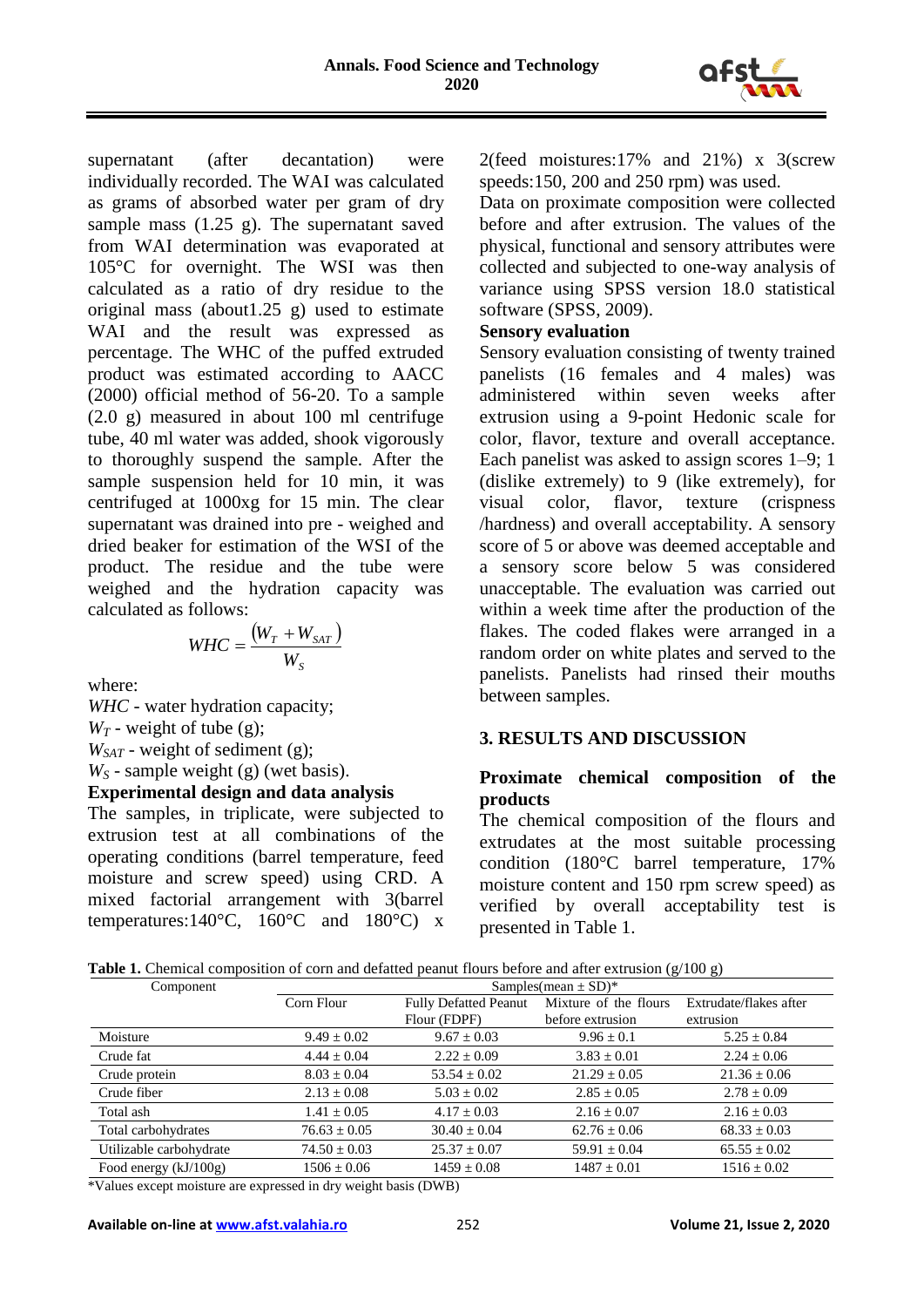supernatant (after decantation) were individually recorded. The WAI was calculated as grams of absorbed water per gram of dry sample mass (1.25 g). The supernatant saved from WAI determination was evaporated at 105°C for overnight. The WSI was then calculated as a ratio of dry residue to the original mass (about1.25 g) used to estimate WAI and the result was expressed as percentage. The WHC of the puffed extruded product was estimated according to AACC (2000) official method of 56-20. To a sample (2.0 g) measured in about 100 ml centrifuge tube, 40 ml water was added, shook vigorously to thoroughly suspend the sample. After the sample suspension held for 10 min, it was centrifuged at 1000xg for 15 min. The clear supernatant was drained into pre - weighed and dried beaker for estimation of the WSI of the product. The residue and the tube were weighed and the hydration capacity was calculated as follows:

$$WHC = \frac{(W_T + W_{SAT})}{W_S}$$

where:

*WHC* - water hydration capacity;

$W_T$ - weight of tube (g);

$W_{SAT}$ - weight of sediment (g);

$W_S$ - sample weight (g) (wet basis).

**Experimental design and data analysis**

The samples, in triplicate, were subjected to extrusion test at all combinations of the operating conditions (barrel temperature, feed moisture and screw speed) using CRD. A mixed factorial arrangement with 3(barrel temperatures:140°C, 160°C and 180°C) x 2(feed moistures:17% and 21%) x 3(screw speeds:150, 200 and 250 rpm) was used.

Data on proximate composition were collected before and after extrusion. The values of the physical, functional and sensory attributes were collected and subjected to one-way analysis of variance using SPSS version 18.0 statistical software (SPSS, 2009).

**Sensory evaluation**

Sensory evaluation consisting of twenty trained panelists (16 females and 4 males) was administered within seven weeks after extrusion using a 9-point Hedonic scale for color, flavor, texture and overall acceptance. Each panelist was asked to assign scores 1–9; 1 (dislike extremely) to 9 (like extremely), for visual color, flavor, texture (crispness /hardness) and overall acceptability. A sensory score of 5 or above was deemed acceptable and a sensory score below 5 was considered unacceptable. The evaluation was carried out within a week time after the production of the flakes. The coded flakes were arranged in a random order on white plates and served to the panelists. Panelists had rinsed their mouths between samples.

## 3. RESULTS AND DISCUSSION

### Proximate chemical composition of the products

The chemical composition of the flours and extrudates at the most suitable processing condition (180°C barrel temperature, 17% moisture content and 150 rpm screw speed) as verified by overall acceptability test is presented in Table 1.

**Table 1.** Chemical composition of corn and defatted peanut flours before and after extrusion (g/100 g)

| Component | Samples(mean ± SD)* | | | |
|---|---|---|---|---|
| | Corn Flour | Fully Defatted Peanut Flour (FDPF) | Mixture of the flours before extrusion | Extrudate/flakes after extrusion |
| Moisture | 9.49 ± 0.02 | 9.67 ± 0.03 | 9.96 ± 0.1 | 5.25 ± 0.84 |
| Crude fat | 4.44 ± 0.04 | 2.22 ± 0.09 | 3.83 ± 0.01 | 2.24 ± 0.06 |
| Crude protein | 8.03 ± 0.04 | 53.54 ± 0.02 | 21.29 ± 0.05 | 21.36 ± 0.06 |
| Crude fiber | 2.13 ± 0.08 | 5.03 ± 0.02 | 2.85 ± 0.05 | 2.78 ± 0.09 |
| Total ash | 1.41 ± 0.05 | 4.17 ± 0.03 | 2.16 ± 0.07 | 2.16 ± 0.03 |
| Total carbohydrates | 76.63 ± 0.05 | 30.40 ± 0.04 | 62.76 ± 0.06 | 68.33 ± 0.03 |
| Utilizable carbohydrate | 74.50 ± 0.03 | 25.37 ± 0.07 | 59.91 ± 0.04 | 65.55 ± 0.02 |
| Food energy (kJ/100g) | 1506 ± 0.06 | 1459 ± 0.08 | 1487 ± 0.01 | 1516 ± 0.02 |

*Values except moisture are expressed in dry weight basis (DWB)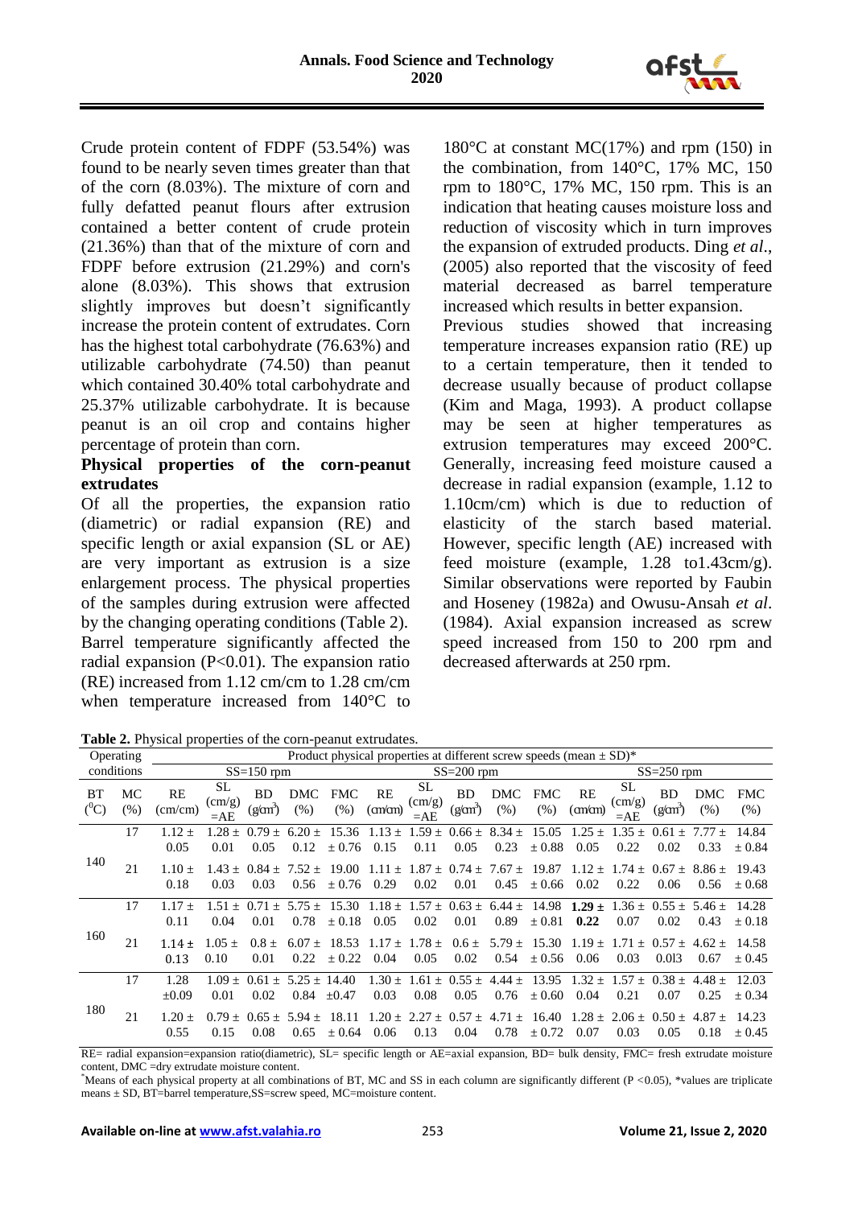Crude protein content of FDPF (53.54%) was found to be nearly seven times greater than that of the corn (8.03%). The mixture of corn and fully defatted peanut flours after extrusion contained a better content of crude protein (21.36%) than that of the mixture of corn and FDPF before extrusion (21.29%) and corn's alone (8.03%). This shows that extrusion slightly improves but doesn't significantly increase the protein content of extrudates. Corn has the highest total carbohydrate (76.63%) and utilizable carbohydrate (74.50) than peanut which contained 30.40% total carbohydrate and 25.37% utilizable carbohydrate. It is because peanut is an oil crop and contains higher percentage of protein than corn.

**Physical properties of the corn-peanut extrudates**

Of all the properties, the expansion ratio (diametric) or radial expansion (RE) and specific length or axial expansion (SL or AE) are very important as extrusion is a size enlargement process. The physical properties of the samples during extrusion were affected by the changing operating conditions (Table 2). Barrel temperature significantly affected the radial expansion (P<0.01). The expansion ratio (RE) increased from 1.12 cm/cm to 1.28 cm/cm when temperature increased from 140°C to 180°C at constant MC(17%) and rpm (150) in the combination, from 140°C, 17% MC, 150 rpm to 180°C, 17% MC, 150 rpm. This is an indication that heating causes moisture loss and reduction of viscosity which in turn improves the expansion of extruded products. Ding *et al*., (2005) also reported that the viscosity of feed material decreased as barrel temperature increased which results in better expansion.

Previous studies showed that increasing temperature increases expansion ratio (RE) up to a certain temperature, then it tended to decrease usually because of product collapse (Kim and Maga, 1993). A product collapse may be seen at higher temperatures as extrusion temperatures may exceed 200°C. Generally, increasing feed moisture caused a decrease in radial expansion (example, 1.12 to 1.10cm/cm) which is due to reduction of elasticity of the starch based material. However, specific length (AE) increased with feed moisture (example, 1.28 to1.43cm/g). Similar observations were reported by Faubin and Hoseney (1982a) and Owusu-Ansah *et al*. (1984). Axial expansion increased as screw speed increased from 150 to 200 rpm and decreased afterwards at 250 rpm.

**Table 2.** Physical properties of the corn-peanut extrudates.

| Operating conditions | | Product physical properties at different screw speeds (mean ± SD)* | | | | | | | | | | | | | | |
|---|---|---|---|---|---|---|---|---|---|---|---|---|---|---|---|---|
| | | SS=150 rpm | | | | | SS=200 rpm | | | | | SS=250 rpm | | | | |
| BT (°C) | MC (%) | RE (cm/cm) | SL (cm/g) =AE | BD (g/cm³) | DMC (%) | FMC (%) | RE (cm/cm) | SL (cm/g) =AE | BD (g/cm³) | DMC (%) | FMC (%) | RE (cm/cm) | SL (cm/g) =AE | BD (g/cm³) | DMC (%) | FMC (%) |
| 140 | 17 | 1.12 ± 0.05 | 1.28 ± 0.01 | 0.79 ± 0.05 | 6.20 ± 0.12 | 15.36 ± 0.76 | 1.13 ± 0.15 | 1.59 ± 0.11 | 0.66 ± 0.05 | 8.34 ± 0.23 | 15.05 ± 0.88 | 1.25 ± 0.05 | 1.35 ± 0.22 | 0.61 ± 0.02 | 7.77 ± 0.33 | 14.84 ± 0.84 |
| | 21 | 1.10 ± 0.18 | 1.43 ± 0.03 | 0.84 ± 0.03 | 7.52 ± 0.56 | 19.00 ± 0.76 | 1.11 ± 0.29 | 1.87 ± 0.02 | 0.74 ± 0.01 | 7.67 ± 0.45 | 19.87 ± 0.66 | 1.12 ± 0.02 | 1.74 ± 0.22 | 0.67 ± 0.06 | 8.86 ± 0.56 | 19.43 ± 0.68 |
| 160 | 17 | 1.17 ± 0.11 | 1.51 ± 0.04 | 0.71 ± 0.01 | 5.75 ± 0.78 | 15.30 ± 0.18 | 1.18 ± 0.05 | 1.57 ± 0.02 | 0.63 ± 0.01 | 6.44 ± 0.89 | 14.98 ± 0.81 | **1.29 ± 0.22** | 1.36 ± 0.07 | 0.55 ± 0.02 | 5.46 ± 0.43 | 14.28 ± 0.18 |
| | 21 | 1.14 ± 0.13 | 1.05 ± 0.10 | 0.8 ± 0.01 | 6.07 ± 0.22 | 18.53 ± 0.22 | 1.17 ± 0.04 | 1.78 ± 0.05 | 0.6 ± 0.02 | 5.79 ± 0.54 | 15.30 ± 0.56 | 1.19 ± 0.06 | 1.71 ± 0.03 | 0.57 ± 0.013 | 4.62 ± 0.67 | 14.58 ± 0.45 |
| 180 | 17 | 1.28 ±0.09 | 1.09 ± 0.01 | 0.61 ± 0.02 | 5.25 ± 0.84 | 14.40 ±0.47 | 1.30 ± 0.03 | 1.61 ± 0.08 | 0.55 ± 0.05 | 4.44 ± 0.76 | 13.95 ± 0.60 | 1.32 ± 0.04 | 1.57 ± 0.21 | 0.38 ± 0.07 | 4.48 ± 0.25 | 12.03 ± 0.34 |
| | 21 | 1.20 ± 0.55 | 0.79 ± 0.15 | 0.65 ± 0.08 | 5.94 ± 0.65 | 18.11 ± 0.64 | 1.20 ± 0.06 | 2.27 ± 0.13 | 0.57 ± 0.04 | 4.71 ± 0.78 | 16.40 ± 0.72 | 1.28 ± 0.07 | 2.06 ± 0.03 | 0.50 ± 0.05 | 4.87 ± 0.18 | 14.23 ± 0.45 |

RE= radial expansion=expansion ratio(diametric), SL= specific length or AE=axial expansion, BD= bulk density, FMC= fresh extrudate moisture content, DMC =dry extrudate moisture content.

*Means of each physical property at all combinations of BT, MC and SS in each column are significantly different (P <0.05), *values are triplicate means ± SD, BT=barrel temperature,SS=screw speed, MC=moisture content.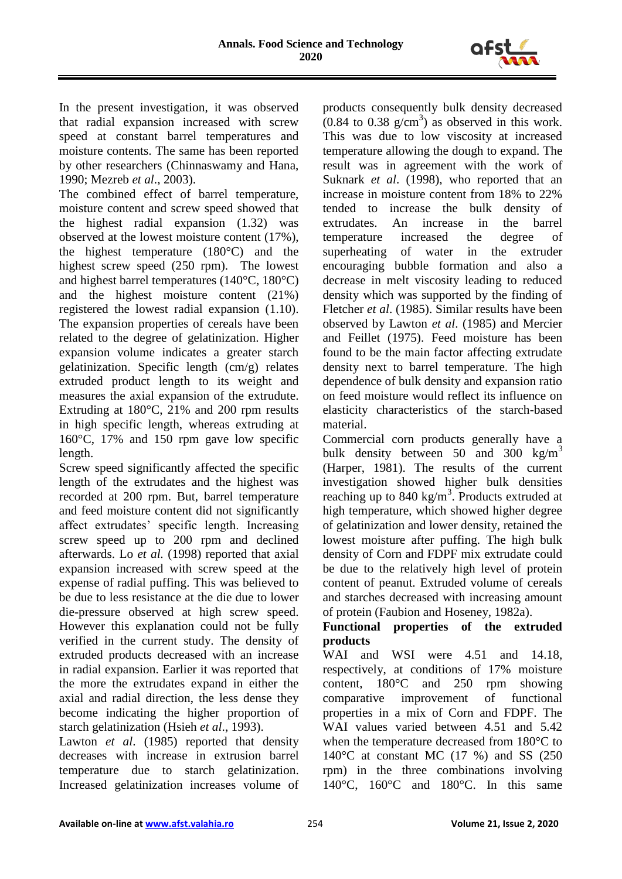In the present investigation, it was observed that radial expansion increased with screw speed at constant barrel temperatures and moisture contents. The same has been reported by other researchers (Chinnaswamy and Hana, 1990; Mezreb *et al*., 2003).

The combined effect of barrel temperature, moisture content and screw speed showed that the highest radial expansion (1.32) was observed at the lowest moisture content (17%), the highest temperature (180°C) and the highest screw speed (250 rpm). The lowest and highest barrel temperatures (140°C, 180°C) and the highest moisture content (21%) registered the lowest radial expansion (1.10). The expansion properties of cereals have been related to the degree of gelatinization. Higher expansion volume indicates a greater starch gelatinization. Specific length (cm/g) relates extruded product length to its weight and measures the axial expansion of the extrudate. Extruding at 180°C, 21% and 200 rpm results in high specific length, whereas extruding at 160°C, 17% and 150 rpm gave low specific length.

Screw speed significantly affected the specific length of the extrudates and the highest was recorded at 200 rpm. But, barrel temperature and feed moisture content did not significantly affect extrudates' specific length. Increasing screw speed up to 200 rpm and declined afterwards. Lo *et al.* (1998) reported that axial expansion increased with screw speed at the expense of radial puffing. This was believed to be due to less resistance at the die due to lower die-pressure observed at high screw speed. However this explanation could not be fully verified in the current study. The density of extruded products decreased with an increase in radial expansion. Earlier it was reported that the more the extrudates expand in either the axial and radial direction, the less dense they become indicating the higher proportion of starch gelatinization (Hsieh *et al*., 1993).

Lawton *et al*. (1985) reported that density decreases with increase in extrusion barrel temperature due to starch gelatinization. Increased gelatinization increases volume of products consequently bulk density decreased (0.84 to 0.38 $g/cm^3$) as observed in this work. This was due to low viscosity at increased temperature allowing the dough to expand. The result was in agreement with the work of Suknark *et al*. (1998), who reported that an increase in moisture content from 18% to 22% tended to increase the bulk density of extrudates. An increase in the barrel temperature increased the degree of superheating of water in the extruder encouraging bubble formation and also a decrease in melt viscosity leading to reduced density which was supported by the finding of Fletcher *et al*. (1985). Similar results have been observed by Lawton *et al*. (1985) and Mercier and Feillet (1975). Feed moisture has been found to be the main factor affecting extrudate density next to barrel temperature. The high dependence of bulk density and expansion ratio on feed moisture would reflect its influence on elasticity characteristics of the starch-based material.

Commercial corn products generally have a bulk density between 50 and 300 $kg/m^3$ (Harper, 1981). The results of the current investigation showed higher bulk densities reaching up to 840 $kg/m^3$. Products extruded at high temperature, which showed higher degree of gelatinization and lower density, retained the lowest moisture after puffing. The high bulk density of Corn and FDPF mix extrudate could be due to the relatively high level of protein content of peanut. Extruded volume of cereals and starches decreased with increasing amount of protein (Faubion and Hoseney, 1982a).

**Functional properties of the extruded products**

WAI and WSI were 4.51 and 14.18, respectively, at conditions of 17% moisture content, 180°C and 250 rpm showing comparative improvement of functional properties in a mix of Corn and FDPF. The WAI values varied between 4.51 and 5.42 when the temperature decreased from 180°C to 140°C at constant MC (17 %) and SS (250 rpm) in the three combinations involving 140°C, 160°C and 180°C. In this same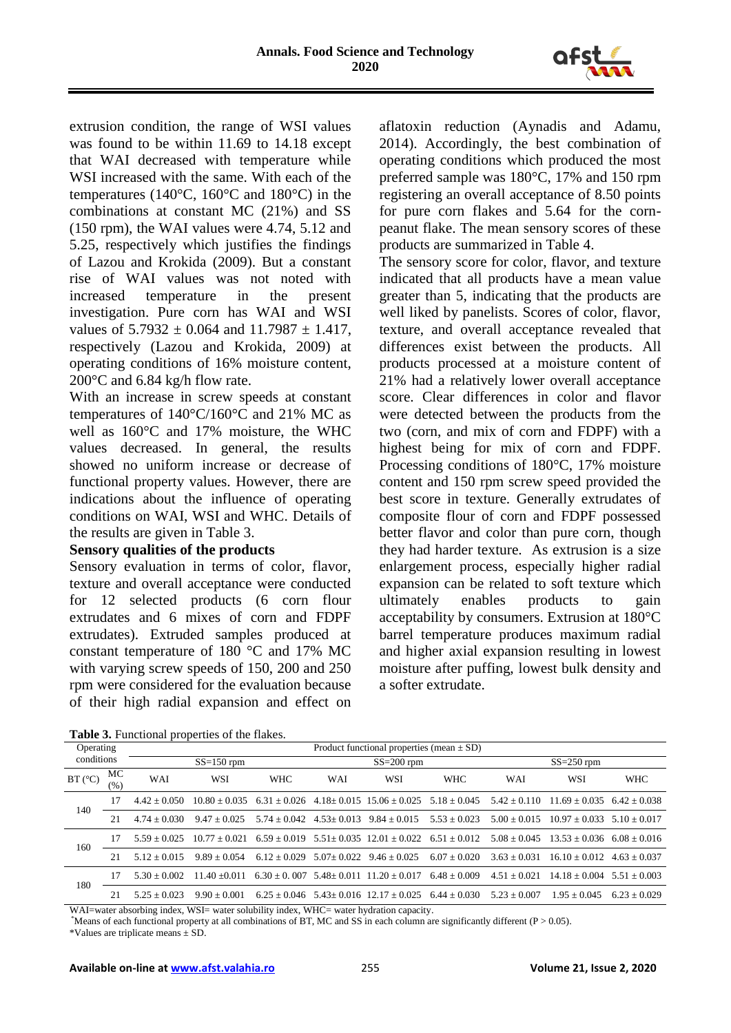extrusion condition, the range of WSI values was found to be within 11.69 to 14.18 except that WAI decreased with temperature while WSI increased with the same. With each of the temperatures (140°C, 160°C and 180°C) in the combinations at constant MC (21%) and SS (150 rpm), the WAI values were 4.74, 5.12 and 5.25, respectively which justifies the findings of Lazou and Krokida (2009). But a constant rise of WAI values was not noted with increased temperature in the present investigation. Pure corn has WAI and WSI values of 5.7932 ± 0.064 and 11.7987 ± 1.417, respectively (Lazou and Krokida, 2009) at operating conditions of 16% moisture content, 200°C and 6.84 kg/h flow rate.

With an increase in screw speeds at constant temperatures of 140°C/160°C and 21% MC as well as 160°C and 17% moisture, the WHC values decreased. In general, the results showed no uniform increase or decrease of functional property values. However, there are indications about the influence of operating conditions on WAI, WSI and WHC. Details of the results are given in Table 3.

**Sensory qualities of the products**

Sensory evaluation in terms of color, flavor, texture and overall acceptance were conducted for 12 selected products (6 corn flour extrudates and 6 mixes of corn and FDPF extrudates). Extruded samples produced at constant temperature of 180 °C and 17% MC with varying screw speeds of 150, 200 and 250 rpm were considered for the evaluation because of their high radial expansion and effect on aflatoxin reduction (Aynadis and Adamu, 2014). Accordingly, the best combination of operating conditions which produced the most preferred sample was 180°C, 17% and 150 rpm registering an overall acceptance of 8.50 points for pure corn flakes and 5.64 for the corn-peanut flake. The mean sensory scores of these products are summarized in Table 4.

The sensory score for color, flavor, and texture indicated that all products have a mean value greater than 5, indicating that the products are well liked by panelists. Scores of color, flavor, texture, and overall acceptance revealed that differences exist between the products. All products processed at a moisture content of 21% had a relatively lower overall acceptance score. Clear differences in color and flavor were detected between the products from the two (corn, and mix of corn and FDPF) with a highest being for mix of corn and FDPF. Processing conditions of 180°C, 17% moisture content and 150 rpm screw speed provided the best score in texture. Generally extrudates of composite flour of corn and FDPF possessed better flavor and color than pure corn, though they had harder texture. As extrusion is a size enlargement process, especially higher radial expansion can be related to soft texture which ultimately enables products to gain acceptability by consumers. Extrusion at 180°C barrel temperature produces maximum radial and higher axial expansion resulting in lowest moisture after puffing, lowest bulk density and a softer extrudate.

**Table 3.** Functional properties of the flakes.

| Operating conditions | | Product functional properties (mean ± SD) | | | | | | | | |
|---|---|---|---|---|---|---|---|---|---|---|
| | | SS=150 rpm | | | SS=200 rpm | | | SS=250 rpm | | |
| BT (°C) | MC (%) | WAI | WSI | WHC | WAI | WSI | WHC | WAI | WSI | WHC |
| 140 | 17 | 4.42 ± 0.050 | 10.80 ± 0.035 | 6.31 ± 0.026 | 4.18± 0.015 | 15.06 ± 0.025 | 5.18 ± 0.045 | 5.42 ± 0.110 | 11.69 ± 0.035 | 6.42 ± 0.038 |
| | 21 | 4.74 ± 0.030 | 9.47 ± 0.025 | 5.74 ± 0.042 | 4.53± 0.013 | 9.84 ± 0.015 | 5.53 ± 0.023 | 5.00 ± 0.015 | 10.97 ± 0.033 | 5.10 ± 0.017 |
| 160 | 17 | 5.59 ± 0.025 | 10.77 ± 0.021 | 6.59 ± 0.019 | 5.51± 0.035 | 12.01 ± 0.022 | 6.51 ± 0.012 | 5.08 ± 0.045 | 13.53 ± 0.036 | 6.08 ± 0.016 |
| | 21 | 5.12 ± 0.015 | 9.89 ± 0.054 | 6.12 ± 0.029 | 5.07± 0.022 | 9.46 ± 0.025 | 6.07 ± 0.020 | 3.63 ± 0.031 | 16.10 ± 0.012 | 4.63 ± 0.037 |
| 180 | 17 | 5.30 ± 0.002 | 11.40 ±0.011 | 6.30 ± 0. 007 | 5.48± 0.011 | 11.20 ± 0.017 | 6.48 ± 0.009 | 4.51 ± 0.021 | 14.18 ± 0.004 | 5.51 ± 0.003 |
| | 21 | 5.25 ± 0.023 | 9.90 ± 0.001 | 6.25 ± 0.046 | 5.43± 0.016 | 12.17 ± 0.025 | 6.44 ± 0.030 | 5.23 ± 0.007 | 1.95 ± 0.045 | 6.23 ± 0.029 |

WAI=water absorbing index, WSI= water solubility index, WHC= water hydration capacity.

*Means of each functional property at all combinations of BT, MC and SS in each column are significantly different ($P > 0.05$).

*Values are triplicate means ± SD.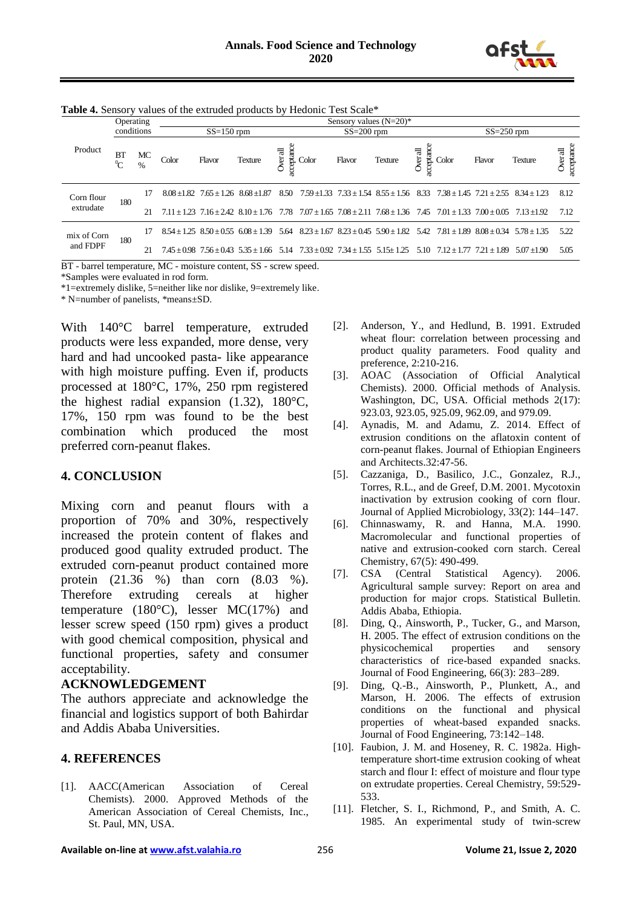**Table 4.** Sensory values of the extruded products by Hedonic Test Scale*

| Product | Operating conditions | | Sensory values (N=20)* | | | | | | | | | | | |
|---|---|---|---|---|---|---|---|---|---|---|---|---|---|---|
| | | | SS=150 rpm | | | | SS=200 rpm | | | | SS=250 rpm | | | |
| | BT °C | MC % | Color | Flavor | Texture | Overall acceptance | Color | Flavor | Texture | Overall acceptance | Color | Flavor | Texture | Overall acceptance |
| Corn flour extrudate | 180 | 17 | 8.08 ±1.82 | 7.65 ± 1.26 | 8.68 ±1.87 | 8.50 | 7.59 ±1.33 | 7.33 ± 1.54 | 8.55 ± 1.56 | 8.33 | 7.38 ± 1.45 | 7.21 ± 2.55 | 8.34 ± 1.23 | 8.12 |
| | | 21 | 7.11 ± 1.23 | 7.16 ± 2.42 | 8.10 ± 1.76 | 7.78 | 7.07 ± 1.65 | 7.08 ± 2.11 | 7.68 ± 1.36 | 7.45 | 7.01 ± 1.33 | 7.00 ± 0.05 | 7.13 ±1.92 | 7.12 |
| mix of Corn and FDPF | 180 | 17 | 8.54 ± 1.25 | 8.50 ± 0.55 | 6.08 ± 1.39 | 5.64 | 8.23 ± 1.67 | 8.23 ± 0.45 | 5.90 ± 1.82 | 5.42 | 7.81 ± 1.89 | 8.08 ± 0.34 | 5.78 ± 1.35 | 5.22 |
| | | 21 | 7.45 ± 0.98 | 7.56 ± 0.43 | 5.35 ± 1.66 | 5.14 | 7.33 ± 0.92 | 7.34 ± 1.55 | 5.15± 1.25 | 5.10 | 7.12 ± 1.77 | 7.21 ± 1.89 | 5.07 ±1.90 | 5.05 |

BT - barrel temperature, MC - moisture content, SS - screw speed.
*Samples were evaluated in rod form.
*1=extremely dislike, 5=neither like nor dislike, 9=extremely like.
* N=number of panelists, *means±SD.

With 140°C barrel temperature, extruded products were less expanded, more dense, very hard and had uncooked pasta- like appearance with high moisture puffing. Even if, products processed at 180°C, 17%, 250 rpm registered the highest radial expansion (1.32), 180°C, 17%, 150 rpm was found to be the best combination which produced the most preferred corn-peanut flakes.

## 4. CONCLUSION

Mixing corn and peanut flours with a proportion of 70% and 30%, respectively increased the protein content of flakes and produced good quality extruded product. The extruded corn-peanut product contained more protein (21.36 %) than corn (8.03 %). Therefore extruding cereals at higher temperature (180°C), lesser MC(17%) and lesser screw speed (150 rpm) gives a product with good chemical composition, physical and functional properties, safety and consumer acceptability.

### ACKNOWLEDGEMENT

The authors appreciate and acknowledge the financial and logistics support of both Bahirdar and Addis Ababa Universities.

## 4. REFERENCES

[1]. AACC(American Association of Cereal Chemists). 2000. Approved Methods of the American Association of Cereal Chemists, Inc., St. Paul, MN, USA.

[2]. Anderson, Y., and Hedlund, B. 1991. Extruded wheat flour: correlation between processing and product quality parameters. Food quality and preference, 2:210-216.

[3]. AOAC (Association of Official Analytical Chemists). 2000. Official methods of Analysis. Washington, DC, USA. Official methods 2(17): 923.03, 923.05, 925.09, 962.09, and 979.09.

[4]. Aynadis, M. and Adamu, Z. 2014. Effect of extrusion conditions on the aflatoxin content of corn-peanut flakes. Journal of Ethiopian Engineers and Architects.32:47-56.

[5]. Cazzaniga, D., Basilico, J.C., Gonzalez, R.J., Torres, R.L., and de Greef, D.M. 2001. Mycotoxin inactivation by extrusion cooking of corn flour. Journal of Applied Microbiology, 33(2): 144–147.

[6]. Chinnaswamy, R. and Hanna, M.A. 1990. Macromolecular and functional properties of native and extrusion-cooked corn starch. Cereal Chemistry, 67(5): 490-499.

[7]. CSA (Central Statistical Agency). 2006. Agricultural sample survey: Report on area and production for major crops. Statistical Bulletin. Addis Ababa, Ethiopia.

[8]. Ding, Q., Ainsworth, P., Tucker, G., and Marson, H. 2005. The effect of extrusion conditions on the physicochemical properties and sensory characteristics of rice-based expanded snacks. Journal of Food Engineering, 66(3): 283–289.

[9]. Ding, Q.-B., Ainsworth, P., Plunkett, A., and Marson, H. 2006. The effects of extrusion conditions on the functional and physical properties of wheat-based expanded snacks. Journal of Food Engineering, 73:142–148.

[10]. Faubion, J. M. and Hoseney, R. C. 1982a. High-temperature short-time extrusion cooking of wheat starch and flour I: effect of moisture and flour type on extrudate properties. Cereal Chemistry, 59:529-533.

[11]. Fletcher, S. I., Richmond, P., and Smith, A. C. 1985. An experimental study of twin-screw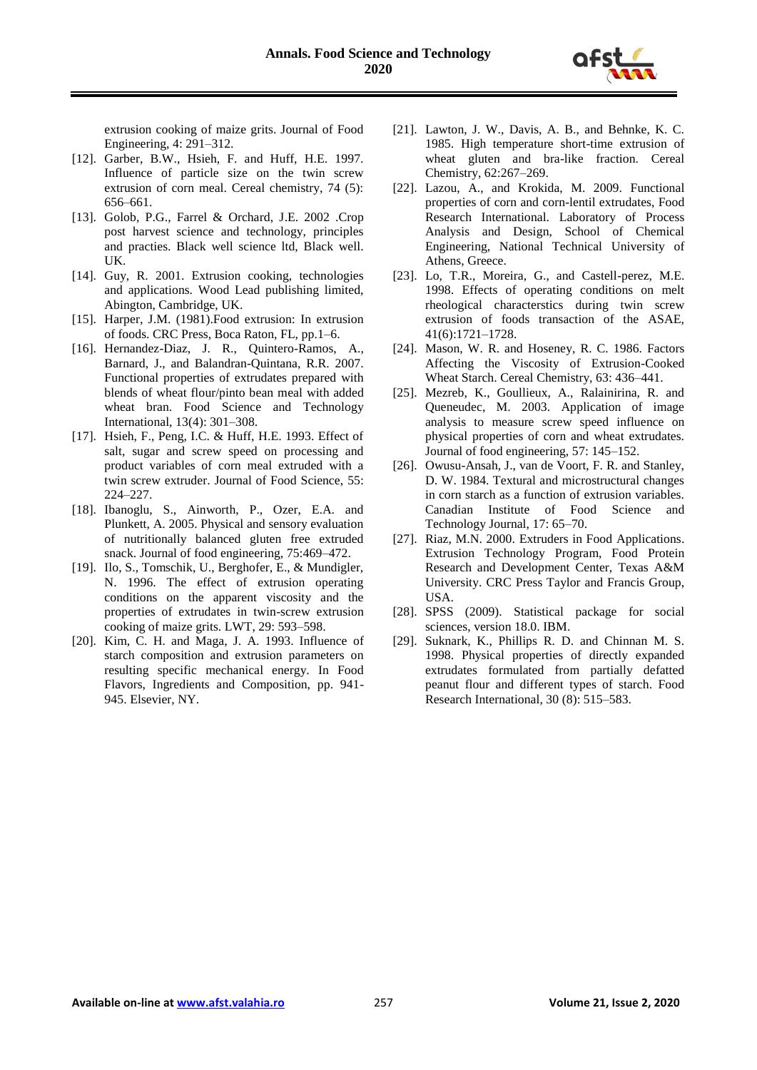extrusion cooking of maize grits. Journal of Food Engineering, 4: 291–312.

[12]. Garber, B.W., Hsieh, F. and Huff, H.E. 1997. Influence of particle size on the twin screw extrusion of corn meal. Cereal chemistry, 74 (5): 656–661.

[13]. Golob, P.G., Farrel & Orchard, J.E. 2002 .Crop post harvest science and technology, principles and practies. Black well science ltd, Black well. UK.

[14]. Guy, R. 2001. Extrusion cooking, technologies and applications. Wood Lead publishing limited, Abington, Cambridge, UK.

[15]. Harper, J.M. (1981).Food extrusion: In extrusion of foods. CRC Press, Boca Raton, FL, pp.1–6.

[16]. Hernandez-Diaz, J. R., Quintero-Ramos, A., Barnard, J., and Balandran-Quintana, R.R. 2007. Functional properties of extrudates prepared with blends of wheat flour/pinto bean meal with added wheat bran. Food Science and Technology International, 13(4): 301–308.

[17]. Hsieh, F., Peng, I.C. & Huff, H.E. 1993. Effect of salt, sugar and screw speed on processing and product variables of corn meal extruded with a twin screw extruder. Journal of Food Science, 55: 224–227.

[18]. Ibanoglu, S., Ainworth, P., Ozer, E.A. and Plunkett, A. 2005. Physical and sensory evaluation of nutritionally balanced gluten free extruded snack. Journal of food engineering, 75:469–472.

[19]. Ilo, S., Tomschik, U., Berghofer, E., & Mundigler, N. 1996. The effect of extrusion operating conditions on the apparent viscosity and the properties of extrudates in twin-screw extrusion cooking of maize grits. LWT, 29: 593–598.

[20]. Kim, C. H. and Maga, J. A. 1993. Influence of starch composition and extrusion parameters on resulting specific mechanical energy. In Food Flavors, Ingredients and Composition, pp. 941-945. Elsevier, NY.

[21]. Lawton, J. W., Davis, A. B., and Behnke, K. C. 1985. High temperature short-time extrusion of wheat gluten and bra-like fraction. Cereal Chemistry, 62:267–269.

[22]. Lazou, A., and Krokida, M. 2009. Functional properties of corn and corn-lentil extrudates, Food Research International. Laboratory of Process Analysis and Design, School of Chemical Engineering, National Technical University of Athens, Greece.

[23]. Lo, T.R., Moreira, G., and Castell-perez, M.E. 1998. Effects of operating conditions on melt rheological characterstics during twin screw extrusion of foods transaction of the ASAE, 41(6):1721–1728.

[24]. Mason, W. R. and Hoseney, R. C. 1986. Factors Affecting the Viscosity of Extrusion-Cooked Wheat Starch. Cereal Chemistry, 63: 436–441.

[25]. Mezreb, K., Goullieux, A., Ralainirina, R. and Queneudec, M. 2003. Application of image analysis to measure screw speed influence on physical properties of corn and wheat extrudates. Journal of food engineering, 57: 145–152.

[26]. Owusu-Ansah, J., van de Voort, F. R. and Stanley, D. W. 1984. Textural and microstructural changes in corn starch as a function of extrusion variables. Canadian Institute of Food Science and Technology Journal, 17: 65–70.

[27]. Riaz, M.N. 2000. Extruders in Food Applications. Extrusion Technology Program, Food Protein Research and Development Center, Texas A&M University. CRC Press Taylor and Francis Group, USA.

[28]. SPSS (2009). Statistical package for social sciences, version 18.0. IBM.

[29]. Suknark, K., Phillips R. D. and Chinnan M. S. 1998. Physical properties of directly expanded extrudates formulated from partially defatted peanut flour and different types of starch. Food Research International, 30 (8): 515–583.